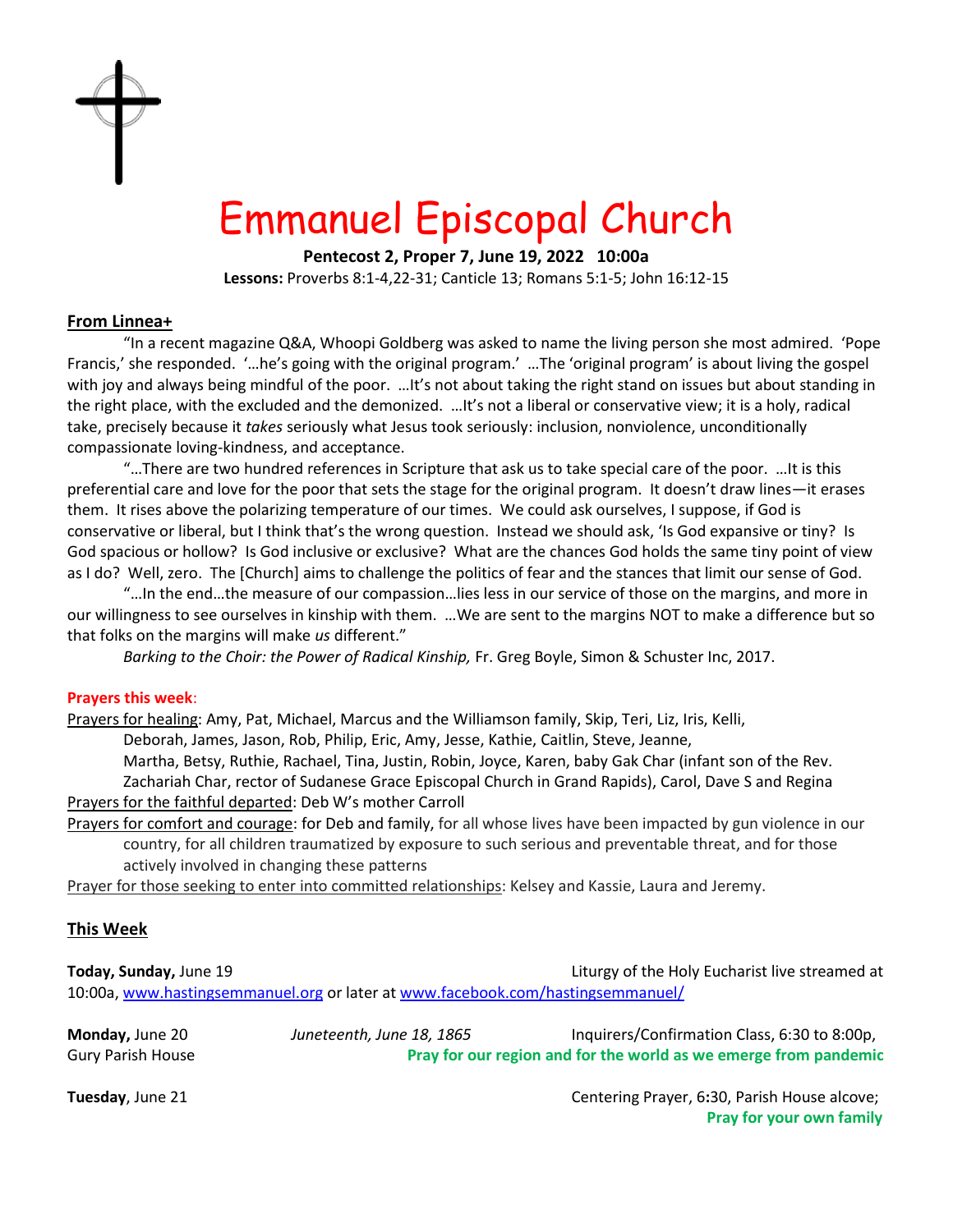# Emmanuel Episcopal Church

**Pentecost 2, Proper 7, June 19, 2022 10:00a**

**Lessons:** Proverbs 8:1-4,22-31; Canticle 13; Romans 5:1-5; John 16:12-15

## From Linnea+

"In a recent magazine Q&A, Whoopi Goldberg was asked to name the living person she most admired. 'Pope Francis,' she responded. '…he's going with the original program.' …The 'original program' is about living the gospel with joy and always being mindful of the poor. …It's not about taking the right stand on issues but about standing in the right place, with the excluded and the demonized. …It's not a liberal or conservative view; it is a holy, radical take, precisely because it *takes* seriously what Jesus took seriously: inclusion, nonviolence, unconditionally compassionate loving-kindness, and acceptance.

"…There are two hundred references in Scripture that ask us to take special care of the poor. …It is this preferential care and love for the poor that sets the stage for the original program. It doesn't draw lines—it erases them. It rises above the polarizing temperature of our times. We could ask ourselves, I suppose, if God is conservative or liberal, but I think that's the wrong question. Instead we should ask, 'Is God expansive or tiny? Is God spacious or hollow? Is God inclusive or exclusive? What are the chances God holds the same tiny point of view as I do? Well, zero. The [Church] aims to challenge the politics of fear and the stances that limit our sense of God.

"…In the end…the measure of our compassion…lies less in our service of those on the margins, and more in our willingness to see ourselves in kinship with them. …We are sent to the margins NOT to make a difference but so that folks on the margins will make *us* different."

*Barking to the Choir: the Power of Radical Kinship,* Fr. Greg Boyle, Simon & Schuster Inc, 2017.

**Prayers this week**:

Prayers for healing: Amy, Pat, Michael, Marcus and the Williamson family, Skip, Teri, Liz, Iris, Kelli, Deborah, James, Jason, Rob, Philip, Eric, Amy, Jesse, Kathie, Caitlin, Steve, Jeanne, Martha, Betsy, Ruthie, Rachael, Tina, Justin, Robin, Joyce, Karen, baby Gak Char (infant son of the Rev. Zachariah Char, rector of Sudanese Grace Episcopal Church in Grand Rapids), Carol, Dave S and Regina

Prayers for the faithful departed: Deb W's mother Carroll

Prayers for comfort and courage: for Deb and family, for all whose lives have been impacted by gun violence in our country, for all children traumatized by exposure to such serious and preventable threat, and for those actively involved in changing these patterns

Prayer for those seeking to enter into committed relationships: Kelsey and Kassie, Laura and Jeremy.

## This Week

**Today, Sunday,** June 19 — Liturgy of the Holy Eucharist live streamed at 10:00a, www.hastingsemmanuel.org or later at www.facebook.com/hastingsemmanuel/

**Monday,** June 20 — *Juneteenth, June 18, 1865* — Inquirers/Confirmation Class, 6:30 to 8:00p, Gury Parish House

**Pray for our region and for the world as we emerge from pandemic**

**Tuesday**, June 21 — Centering Prayer, 6:30, Parish House alcove;

**Pray for your own family**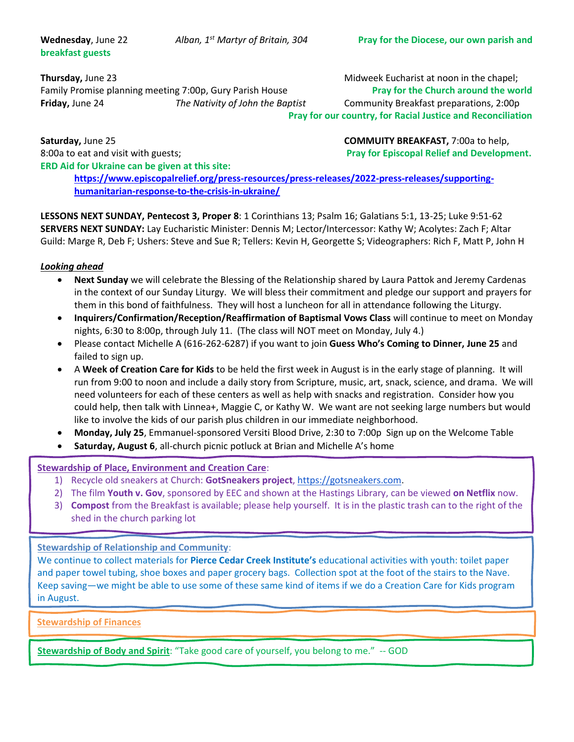**Wednesday**, June 22 *Alban, 1st Martyr of Britain, 304* **Pray for the Diocese, our own parish and breakfast guests**

**Thursday,** June 23 Midweek Eucharist at noon in the chapel;
Family Promise planning meeting 7:00p, Gury Parish House **Pray for the Church around the world**

**Friday,** June 24 *The Nativity of John the Baptist* Community Breakfast preparations, 2:00p
**Pray for our country, for Racial Justice and Reconciliation**

**Saturday,** June 25 **COMMUITY BREAKFAST,** 7:00a to help, 8:00a to eat and visit with guests; **Pray for Episcopal Relief and Development.**
**ERD Aid for Ukraine can be given at this site:**
**https://www.episcopalrelief.org/press-resources/press-releases/2022-press-releases/supporting-humanitarian-response-to-the-crisis-in-ukraine/**

**LESSONS NEXT SUNDAY, Pentecost 3, Proper 8**: 1 Corinthians 13; Psalm 16; Galatians 5:1, 13-25; Luke 9:51-62
**SERVERS NEXT SUNDAY:** Lay Eucharistic Minister: Dennis M; Lector/Intercessor: Kathy W; Acolytes: Zach F; Altar Guild: Marge R, Deb F; Ushers: Steve and Sue R; Tellers: Kevin H, Georgette S; Videographers: Rich F, Matt P, John H

***Looking ahead***

- **Next Sunday** we will celebrate the Blessing of the Relationship shared by Laura Pattok and Jeremy Cardenas in the context of our Sunday Liturgy. We will bless their commitment and pledge our support and prayers for them in this bond of faithfulness. They will host a luncheon for all in attendance following the Liturgy.
- **Inquirers/Confirmation/Reception/Reaffirmation of Baptismal Vows Class** will continue to meet on Monday nights, 6:30 to 8:00p, through July 11. (The class will NOT meet on Monday, July 4.)
- Please contact Michelle A (616-262-6287) if you want to join **Guess Who's Coming to Dinner, June 25** and failed to sign up.
- A **Week of Creation Care for Kids** to be held the first week in August is in the early stage of planning. It will run from 9:00 to noon and include a daily story from Scripture, music, art, snack, science, and drama. We will need volunteers for each of these centers as well as help with snacks and registration. Consider how you could help, then talk with Linnea+, Maggie C, or Kathy W. We want are not seeking large numbers but would like to involve the kids of our parish plus children in our immediate neighborhood.
- **Monday, July 25**, Emmanuel-sponsored Versiti Blood Drive, 2:30 to 7:00p Sign up on the Welcome Table
- **Saturday, August 6**, all-church picnic potluck at Brian and Michelle A's home

**Stewardship of Place, Environment and Creation Care**:

1) Recycle old sneakers at Church: **GotSneakers project**, https://gotsneakers.com.
2) The film **Youth v. Gov**, sponsored by EEC and shown at the Hastings Library, can be viewed **on Netflix** now.
3) **Compost** from the Breakfast is available; please help yourself. It is in the plastic trash can to the right of the shed in the church parking lot

**Stewardship of Relationship and Community**:
We continue to collect materials for **Pierce Cedar Creek Institute's** educational activities with youth: toilet paper and paper towel tubing, shoe boxes and paper grocery bags. Collection spot at the foot of the stairs to the Nave. Keep saving—we might be able to use some of these same kind of items if we do a Creation Care for Kids program in August.

**Stewardship of Finances**

**Stewardship of Body and Spirit**: "Take good care of yourself, you belong to me." -- GOD